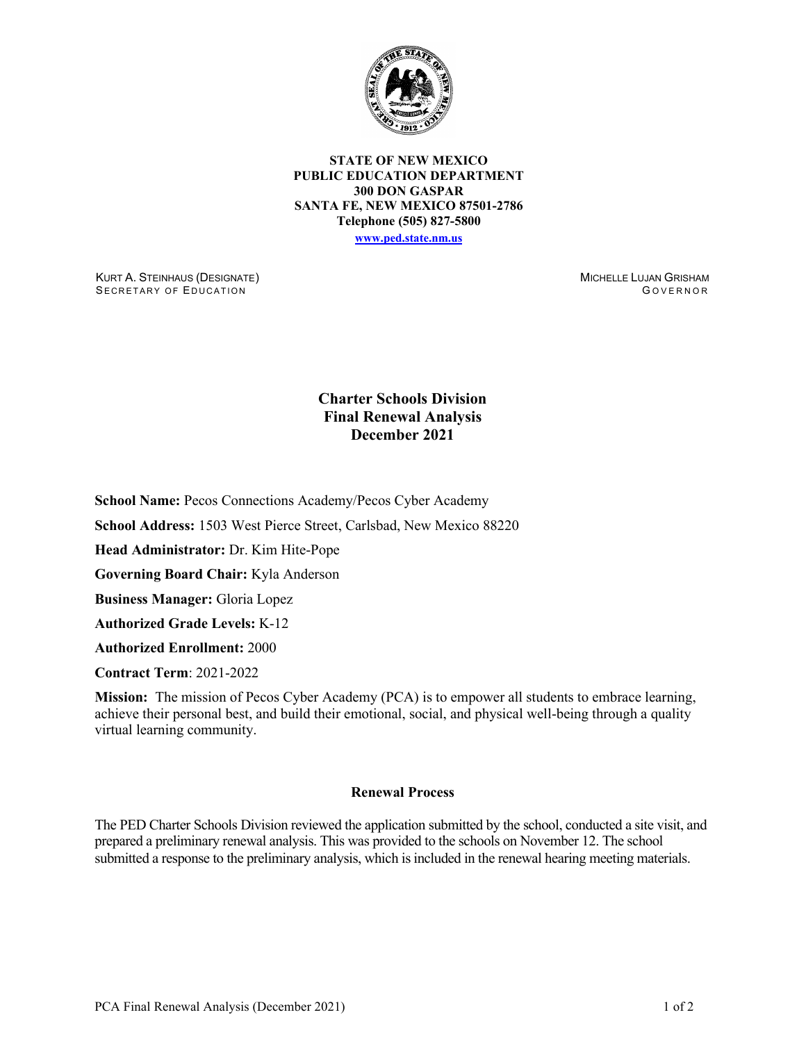**STATE OF NEW MEXICO**
**PUBLIC EDUCATION DEPARTMENT**
**300 DON GASPAR**
**SANTA FE, NEW MEXICO 87501-2786**
**Telephone (505) 827-5800**
**www.ped.state.nm.us**

KURT A. STEINHAUS (DESIGNATE)
SECRETARY OF EDUCATION

MICHELLE LUJAN GRISHAM
GOVERNOR

# Charter Schools Division Final Renewal Analysis December 2021

**School Name:** Pecos Connections Academy/Pecos Cyber Academy

**School Address:** 1503 West Pierce Street, Carlsbad, New Mexico 88220

**Head Administrator:** Dr. Kim Hite-Pope

**Governing Board Chair:** Kyla Anderson

**Business Manager:** Gloria Lopez

**Authorized Grade Levels:** K-12

**Authorized Enrollment:** 2000

**Contract Term**: 2021-2022

**Mission:** The mission of Pecos Cyber Academy (PCA) is to empower all students to embrace learning, achieve their personal best, and build their emotional, social, and physical well-being through a quality virtual learning community.

## Renewal Process

The PED Charter Schools Division reviewed the application submitted by the school, conducted a site visit, and prepared a preliminary renewal analysis. This was provided to the schools on November 12. The school submitted a response to the preliminary analysis, which is included in the renewal hearing meeting materials.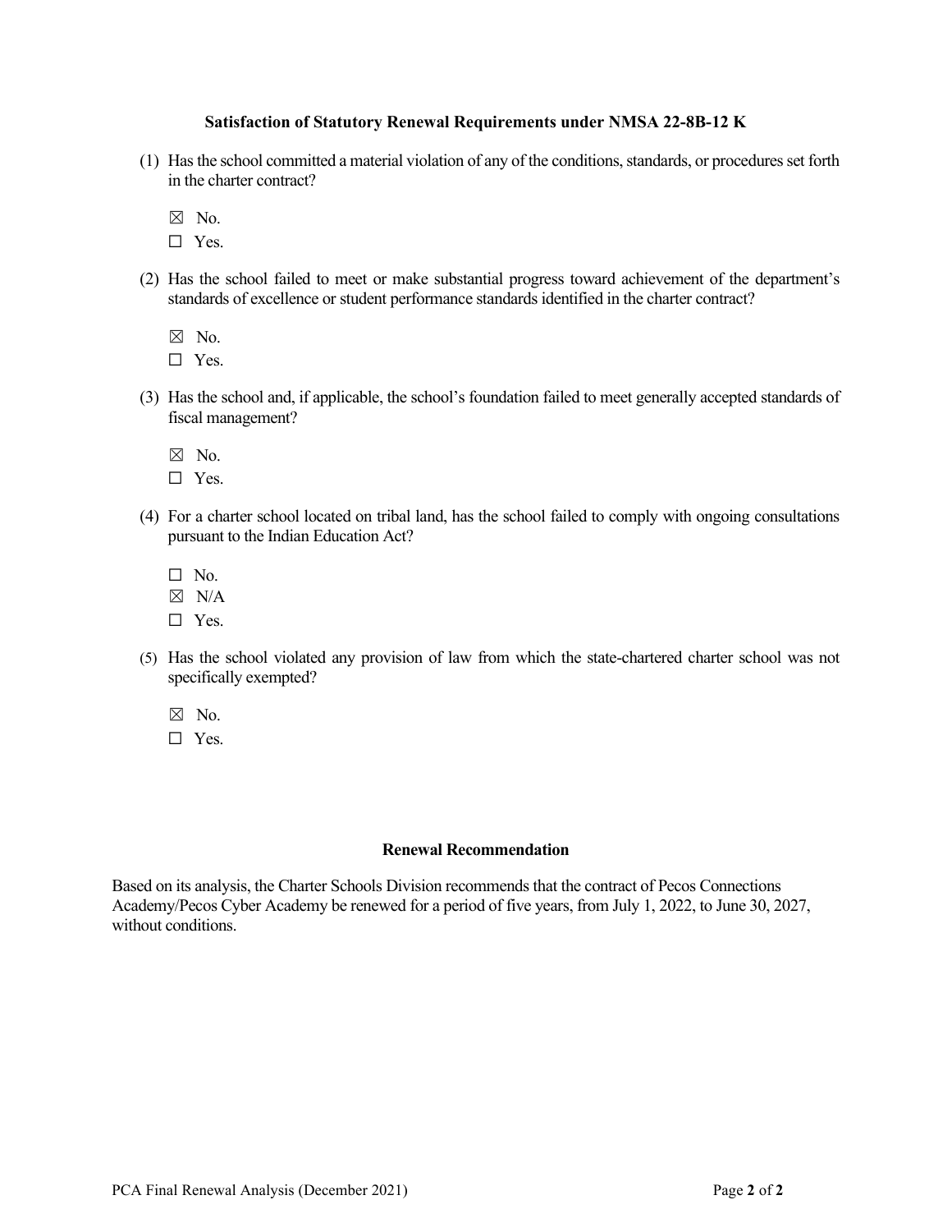**Satisfaction of Statutory Renewal Requirements under NMSA 22-8B-12 K**

(1) Has the school committed a material violation of any of the conditions, standards, or procedures set forth in the charter contract?

☒ No.
☐ Yes.

(2) Has the school failed to meet or make substantial progress toward achievement of the department's standards of excellence or student performance standards identified in the charter contract?

☒ No.
☐ Yes.

(3) Has the school and, if applicable, the school's foundation failed to meet generally accepted standards of fiscal management?

☒ No.
☐ Yes.

(4) For a charter school located on tribal land, has the school failed to comply with ongoing consultations pursuant to the Indian Education Act?

☐ No.
☒ N/A
☐ Yes.

(5) Has the school violated any provision of law from which the state-chartered charter school was not specifically exempted?

☒ No.
☐ Yes.

**Renewal Recommendation**

Based on its analysis, the Charter Schools Division recommends that the contract of Pecos Connections Academy/Pecos Cyber Academy be renewed for a period of five years, from July 1, 2022, to June 30, 2027, without conditions.